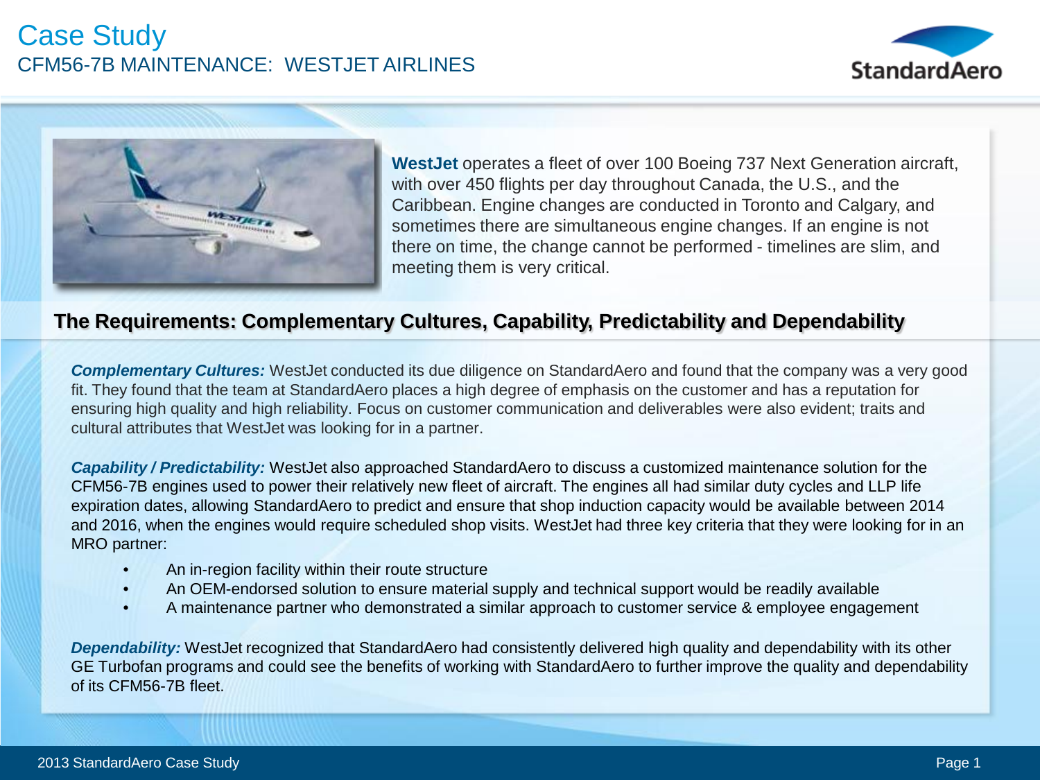# Case Study

## CFM56-7B MAINTENANCE: WESTJET AIRLINES

**WestJet** operates a fleet of over 100 Boeing 737 Next Generation aircraft, with over 450 flights per day throughout Canada, the U.S., and the Caribbean. Engine changes are conducted in Toronto and Calgary, and sometimes there are simultaneous engine changes. If an engine is not there on time, the change cannot be performed - timelines are slim, and meeting them is very critical.

## The Requirements: Complementary Cultures, Capability, Predictability and Dependability

***Complementary Cultures:*** WestJet conducted its due diligence on StandardAero and found that the company was a very good fit. They found that the team at StandardAero places a high degree of emphasis on the customer and has a reputation for ensuring high quality and high reliability. Focus on customer communication and deliverables were also evident; traits and cultural attributes that WestJet was looking for in a partner.

***Capability / Predictability:*** WestJet also approached StandardAero to discuss a customized maintenance solution for the CFM56-7B engines used to power their relatively new fleet of aircraft. The engines all had similar duty cycles and LLP life expiration dates, allowing StandardAero to predict and ensure that shop induction capacity would be available between 2014 and 2016, when the engines would require scheduled shop visits. WestJet had three key criteria that they were looking for in an MRO partner:

- An in-region facility within their route structure
- An OEM-endorsed solution to ensure material supply and technical support would be readily available
- A maintenance partner who demonstrated a similar approach to customer service & employee engagement

***Dependability:*** WestJet recognized that StandardAero had consistently delivered high quality and dependability with its other GE Turbofan programs and could see the benefits of working with StandardAero to further improve the quality and dependability of its CFM56-7B fleet.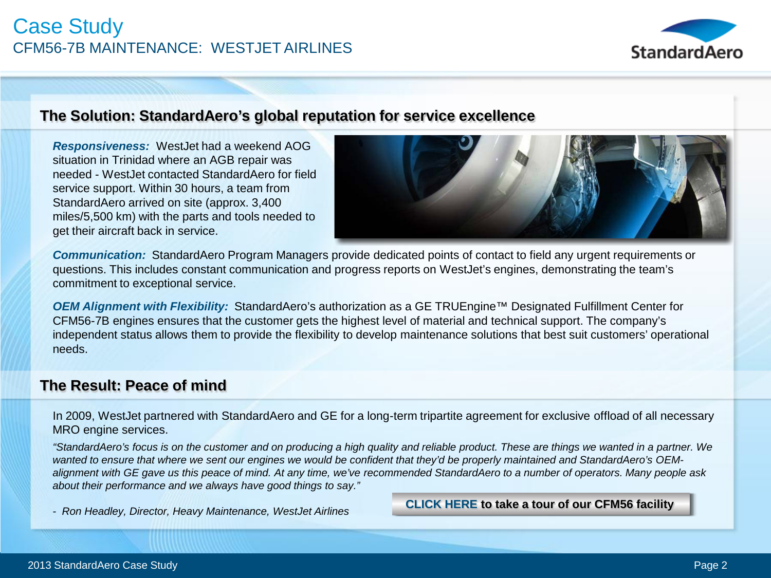# Case Study

CFM56-7B MAINTENANCE: WESTJET AIRLINES

## The Solution: StandardAero's global reputation for service excellence

***Responsiveness:*** WestJet had a weekend AOG situation in Trinidad where an AGB repair was needed - WestJet contacted StandardAero for field service support. Within 30 hours, a team from StandardAero arrived on site (approx. 3,400 miles/5,500 km) with the parts and tools needed to get their aircraft back in service.

***Communication:*** StandardAero Program Managers provide dedicated points of contact to field any urgent requirements or questions. This includes constant communication and progress reports on WestJet's engines, demonstrating the team's commitment to exceptional service.

***OEM Alignment with Flexibility:*** StandardAero's authorization as a GE TRUEngine™ Designated Fulfillment Center for CFM56-7B engines ensures that the customer gets the highest level of material and technical support. The company's independent status allows them to provide the flexibility to develop maintenance solutions that best suit customers' operational needs.

## The Result: Peace of mind

In 2009, WestJet partnered with StandardAero and GE for a long-term tripartite agreement for exclusive offload of all necessary MRO engine services.

*"StandardAero's focus is on the customer and on producing a high quality and reliable product. These are things we wanted in a partner. We wanted to ensure that where we sent our engines we would be confident that they'd be properly maintained and StandardAero's OEM-alignment with GE gave us this peace of mind. At any time, we've recommended StandardAero to a number of operators. Many people ask about their performance and we always have good things to say."*

*- Ron Headley, Director, Heavy Maintenance, WestJet Airlines*

**CLICK HERE to take a tour of our CFM56 facility**